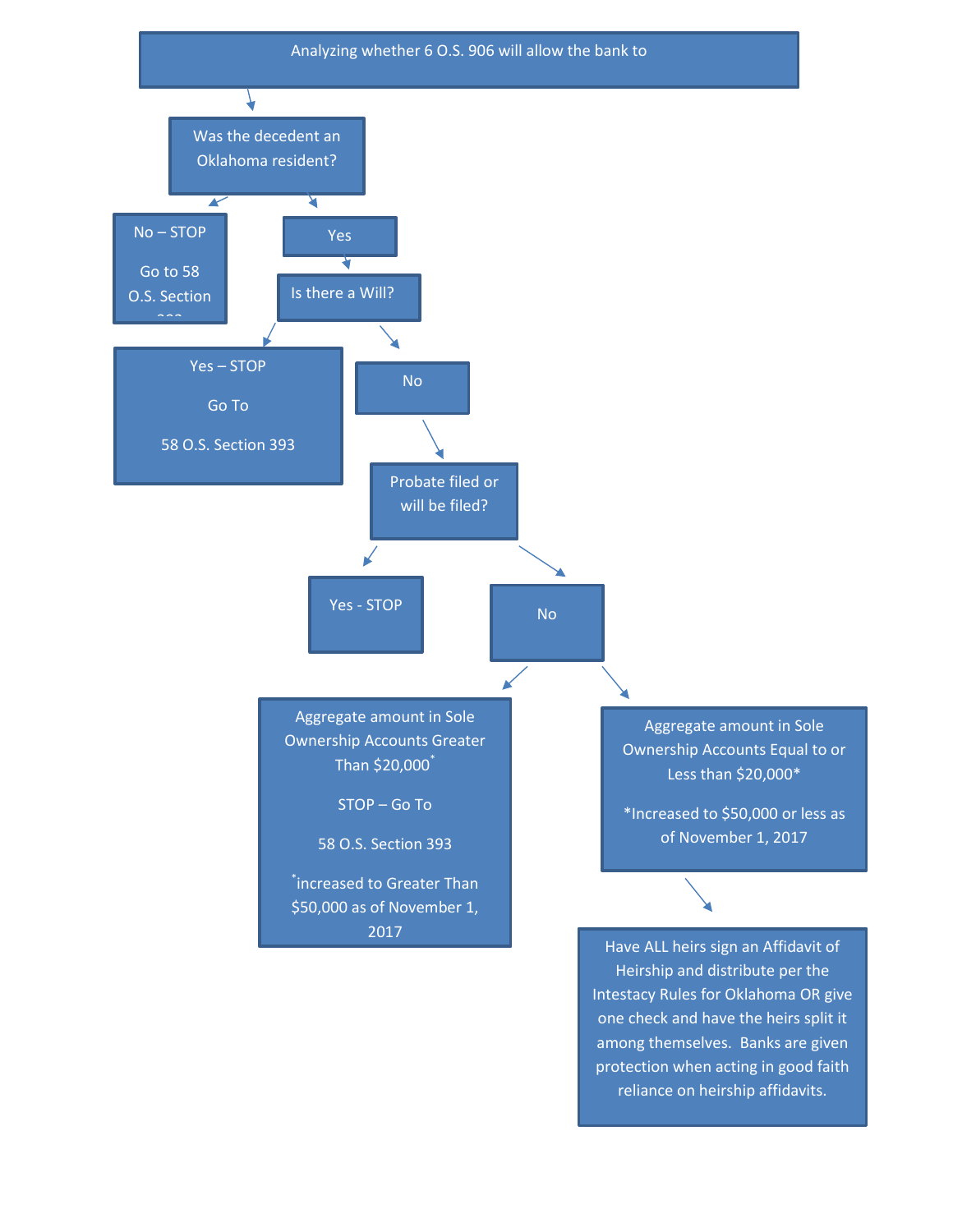Analyzing whether 6 O.S. 906 will allow the bank to

Was the decedent an Oklahoma resident?

- No – STOP

  Go to 58 O.S. Section 393

- Yes

  Is there a Will?

  - Yes – STOP

    Go To

    58 O.S. Section 393

  - No

    Probate filed or will be filed?

    - Yes - STOP
    - No
      - Aggregate amount in Sole Ownership Accounts Greater Than $20,000*

        STOP – Go To

        58 O.S. Section 393

        *increased to Greater Than $50,000 as of November 1, 2017

      - Aggregate amount in Sole Ownership Accounts Equal to or Less than $20,000*

        *Increased to $50,000 or less as of November 1, 2017

        Have ALL heirs sign an Affidavit of Heirship and distribute per the Intestacy Rules for Oklahoma OR give one check and have the heirs split it among themselves. Banks are given protection when acting in good faith reliance on heirship affidavits.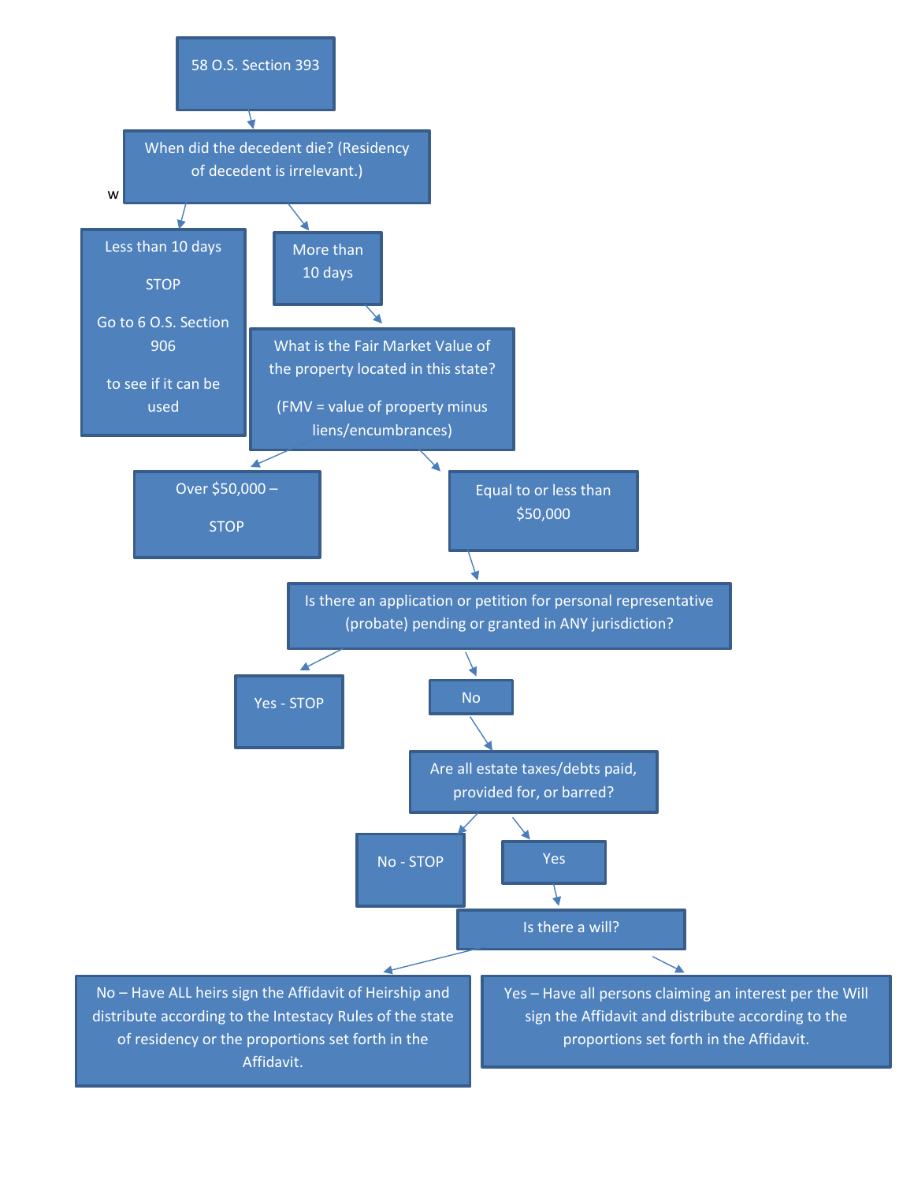58 O.S. Section 393

When did the decedent die? (Residency of decedent is irrelevant.)

w

Less than 10 days

STOP

Go to 6 O.S. Section 906

to see if it can be used

More than 10 days

What is the Fair Market Value of the property located in this state?

(FMV = value of property minus liens/encumbrances)

Over $50,000 –

STOP

Equal to or less than $50,000

Is there an application or petition for personal representative (probate) pending or granted in ANY jurisdiction?

Yes - STOP

No

Are all estate taxes/debts paid, provided for, or barred?

No - STOP

Yes

Is there a will?

No – Have ALL heirs sign the Affidavit of Heirship and distribute according to the Intestacy Rules of the state of residency or the proportions set forth in the Affidavit.

Yes – Have all persons claiming an interest per the Will sign the Affidavit and distribute according to the proportions set forth in the Affidavit.